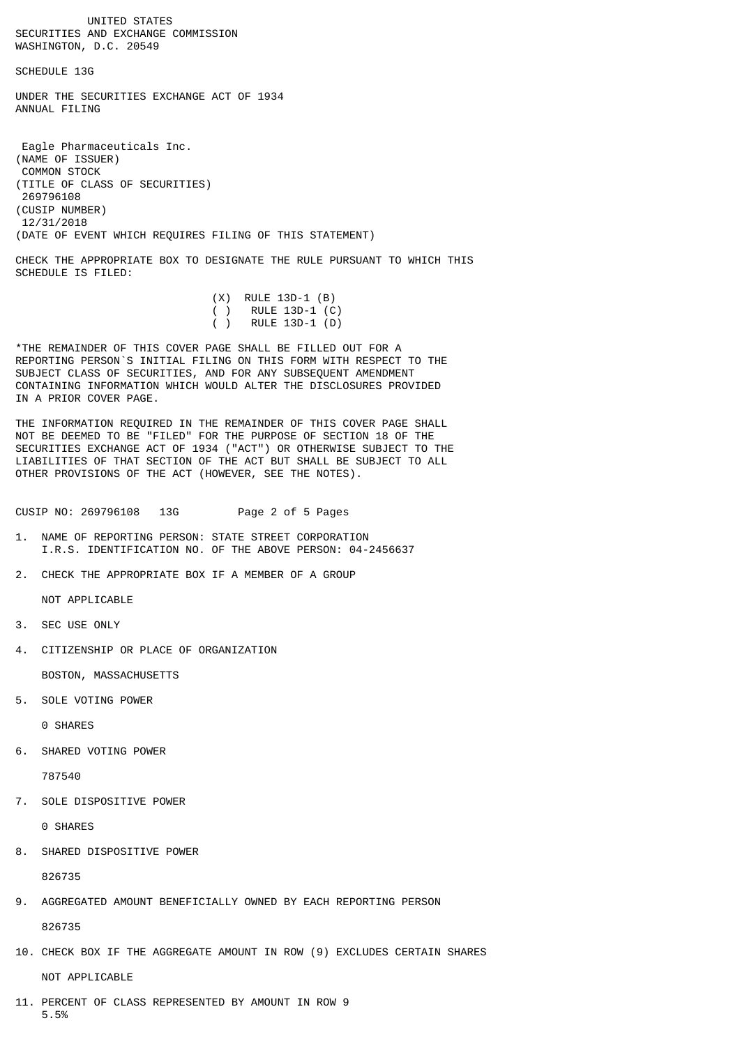UNITED STATES
SECURITIES AND EXCHANGE COMMISSION
WASHINGTON, D.C. 20549

SCHEDULE 13G

UNDER THE SECURITIES EXCHANGE ACT OF 1934
ANNUAL FILING

Eagle Pharmaceuticals Inc.
(NAME OF ISSUER)
COMMON STOCK
(TITLE OF CLASS OF SECURITIES)
269796108
(CUSIP NUMBER)
12/31/2018
(DATE OF EVENT WHICH REQUIRES FILING OF THIS STATEMENT)

CHECK THE APPROPRIATE BOX TO DESIGNATE THE RULE PURSUANT TO WHICH THIS SCHEDULE IS FILED:

(X) RULE 13D-1 (B)
( ) RULE 13D-1 (C)
( ) RULE 13D-1 (D)

*THE REMAINDER OF THIS COVER PAGE SHALL BE FILLED OUT FOR A REPORTING PERSON`S INITIAL FILING ON THIS FORM WITH RESPECT TO THE SUBJECT CLASS OF SECURITIES, AND FOR ANY SUBSEQUENT AMENDMENT CONTAINING INFORMATION WHICH WOULD ALTER THE DISCLOSURES PROVIDED IN A PRIOR COVER PAGE.

THE INFORMATION REQUIRED IN THE REMAINDER OF THIS COVER PAGE SHALL NOT BE DEEMED TO BE "FILED" FOR THE PURPOSE OF SECTION 18 OF THE SECURITIES EXCHANGE ACT OF 1934 ("ACT") OR OTHERWISE SUBJECT TO THE LIABILITIES OF THAT SECTION OF THE ACT BUT SHALL BE SUBJECT TO ALL OTHER PROVISIONS OF THE ACT (HOWEVER, SEE THE NOTES).

CUSIP NO: 269796108 13G

1. NAME OF REPORTING PERSON: STATE STREET CORPORATION
   I.R.S. IDENTIFICATION NO. OF THE ABOVE PERSON: 04-2456637

2. CHECK THE APPROPRIATE BOX IF A MEMBER OF A GROUP

   NOT APPLICABLE

3. SEC USE ONLY

4. CITIZENSHIP OR PLACE OF ORGANIZATION

   BOSTON, MASSACHUSETTS

5. SOLE VOTING POWER

   0 SHARES

6. SHARED VOTING POWER

   787540

7. SOLE DISPOSITIVE POWER

   0 SHARES

8. SHARED DISPOSITIVE POWER

   826735

9. AGGREGATED AMOUNT BENEFICIALLY OWNED BY EACH REPORTING PERSON

   826735

10. CHECK BOX IF THE AGGREGATE AMOUNT IN ROW (9) EXCLUDES CERTAIN SHARES

    NOT APPLICABLE

11. PERCENT OF CLASS REPRESENTED BY AMOUNT IN ROW 9
    5.5%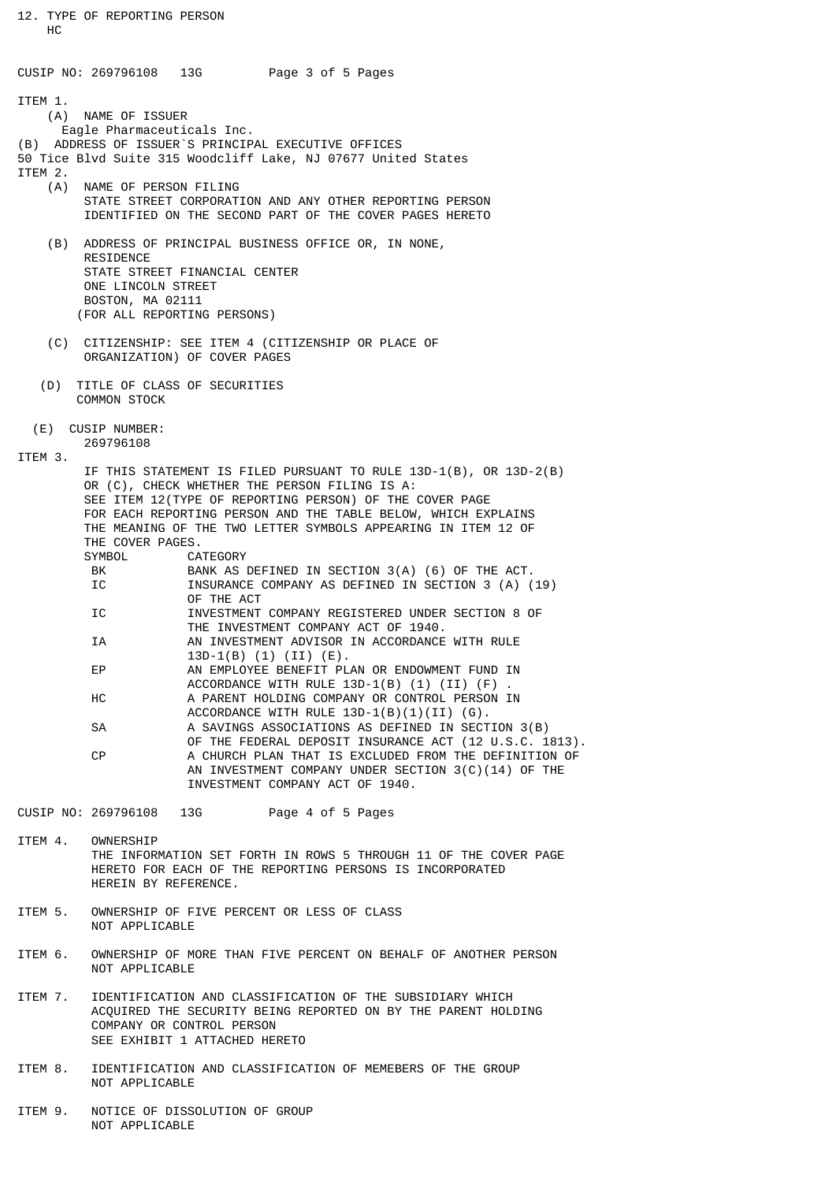12. TYPE OF REPORTING PERSON
HC

ITEM 1.

(A) NAME OF ISSUER
Eagle Pharmaceuticals Inc.

(B) ADDRESS OF ISSUER`S PRINCIPAL EXECUTIVE OFFICES
50 Tice Blvd Suite 315 Woodcliff Lake, NJ 07677 United States

ITEM 2.

(A) NAME OF PERSON FILING
STATE STREET CORPORATION AND ANY OTHER REPORTING PERSON IDENTIFIED ON THE SECOND PART OF THE COVER PAGES HERETO

(B) ADDRESS OF PRINCIPAL BUSINESS OFFICE OR, IN NONE, RESIDENCE
STATE STREET FINANCIAL CENTER
ONE LINCOLN STREET
BOSTON, MA 02111
(FOR ALL REPORTING PERSONS)

(C) CITIZENSHIP: SEE ITEM 4 (CITIZENSHIP OR PLACE OF ORGANIZATION) OF COVER PAGES

(D) TITLE OF CLASS OF SECURITIES
COMMON STOCK

(E) CUSIP NUMBER:
269796108

ITEM 3.

IF THIS STATEMENT IS FILED PURSUANT TO RULE 13D-1(B), OR 13D-2(B) OR (C), CHECK WHETHER THE PERSON FILING IS A:
SEE ITEM 12(TYPE OF REPORTING PERSON) OF THE COVER PAGE FOR EACH REPORTING PERSON AND THE TABLE BELOW, WHICH EXPLAINS THE MEANING OF THE TWO LETTER SYMBOLS APPEARING IN ITEM 12 OF THE COVER PAGES.

| SYMBOL | CATEGORY |
|---|---|
| BK | BANK AS DEFINED IN SECTION 3(A) (6) OF THE ACT. |
| IC | INSURANCE COMPANY AS DEFINED IN SECTION 3 (A) (19) OF THE ACT |
| IC | INVESTMENT COMPANY REGISTERED UNDER SECTION 8 OF THE INVESTMENT COMPANY ACT OF 1940. |
| IA | AN INVESTMENT ADVISOR IN ACCORDANCE WITH RULE 13D-1(B) (1) (II) (E). |
| EP | AN EMPLOYEE BENEFIT PLAN OR ENDOWMENT FUND IN ACCORDANCE WITH RULE 13D-1(B) (1) (II) (F) . |
| HC | A PARENT HOLDING COMPANY OR CONTROL PERSON IN ACCORDANCE WITH RULE 13D-1(B)(1)(II) (G). |
| SA | A SAVINGS ASSOCIATIONS AS DEFINED IN SECTION 3(B) OF THE FEDERAL DEPOSIT INSURANCE ACT (12 U.S.C. 1813). |
| CP | A CHURCH PLAN THAT IS EXCLUDED FROM THE DEFINITION OF AN INVESTMENT COMPANY UNDER SECTION 3(C)(14) OF THE INVESTMENT COMPANY ACT OF 1940. |

ITEM 4. OWNERSHIP
THE INFORMATION SET FORTH IN ROWS 5 THROUGH 11 OF THE COVER PAGE HERETO FOR EACH OF THE REPORTING PERSONS IS INCORPORATED HEREIN BY REFERENCE.

ITEM 5. OWNERSHIP OF FIVE PERCENT OR LESS OF CLASS
NOT APPLICABLE

ITEM 6. OWNERSHIP OF MORE THAN FIVE PERCENT ON BEHALF OF ANOTHER PERSON
NOT APPLICABLE

ITEM 7. IDENTIFICATION AND CLASSIFICATION OF THE SUBSIDIARY WHICH ACQUIRED THE SECURITY BEING REPORTED ON BY THE PARENT HOLDING COMPANY OR CONTROL PERSON
SEE EXHIBIT 1 ATTACHED HERETO

ITEM 8. IDENTIFICATION AND CLASSIFICATION OF MEMEBERS OF THE GROUP
NOT APPLICABLE

ITEM 9. NOTICE OF DISSOLUTION OF GROUP
NOT APPLICABLE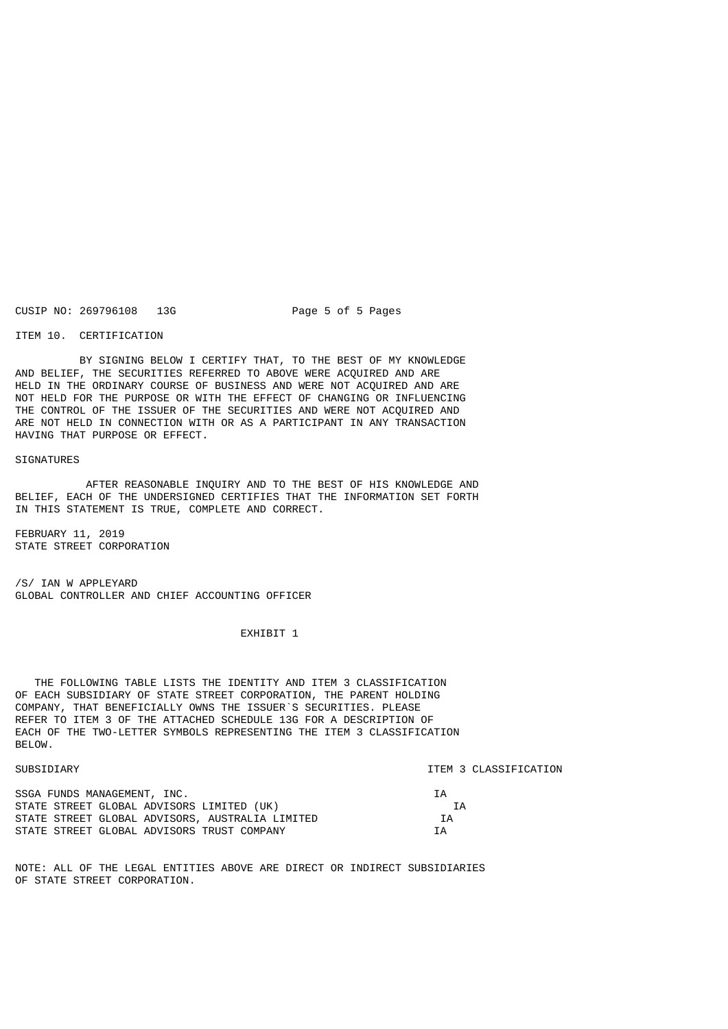ITEM 10. CERTIFICATION

BY SIGNING BELOW I CERTIFY THAT, TO THE BEST OF MY KNOWLEDGE AND BELIEF, THE SECURITIES REFERRED TO ABOVE WERE ACQUIRED AND ARE HELD IN THE ORDINARY COURSE OF BUSINESS AND WERE NOT ACQUIRED AND ARE NOT HELD FOR THE PURPOSE OR WITH THE EFFECT OF CHANGING OR INFLUENCING THE CONTROL OF THE ISSUER OF THE SECURITIES AND WERE NOT ACQUIRED AND ARE NOT HELD IN CONNECTION WITH OR AS A PARTICIPANT IN ANY TRANSACTION HAVING THAT PURPOSE OR EFFECT.

SIGNATURES

AFTER REASONABLE INQUIRY AND TO THE BEST OF HIS KNOWLEDGE AND BELIEF, EACH OF THE UNDERSIGNED CERTIFIES THAT THE INFORMATION SET FORTH IN THIS STATEMENT IS TRUE, COMPLETE AND CORRECT.

FEBRUARY 11, 2019
STATE STREET CORPORATION

/S/ IAN W APPLEYARD
GLOBAL CONTROLLER AND CHIEF ACCOUNTING OFFICER

EXHIBIT 1

THE FOLLOWING TABLE LISTS THE IDENTITY AND ITEM 3 CLASSIFICATION OF EACH SUBSIDIARY OF STATE STREET CORPORATION, THE PARENT HOLDING COMPANY, THAT BENEFICIALLY OWNS THE ISSUER`S SECURITIES. PLEASE REFER TO ITEM 3 OF THE ATTACHED SCHEDULE 13G FOR A DESCRIPTION OF EACH OF THE TWO-LETTER SYMBOLS REPRESENTING THE ITEM 3 CLASSIFICATION BELOW.

| SUBSIDIARY | ITEM 3 CLASSIFICATION |
|---|---|
| SSGA FUNDS MANAGEMENT, INC. | IA |
| STATE STREET GLOBAL ADVISORS LIMITED (UK) | IA |
| STATE STREET GLOBAL ADVISORS, AUSTRALIA LIMITED | IA |
| STATE STREET GLOBAL ADVISORS TRUST COMPANY | IA |

NOTE: ALL OF THE LEGAL ENTITIES ABOVE ARE DIRECT OR INDIRECT SUBSIDIARIES OF STATE STREET CORPORATION.